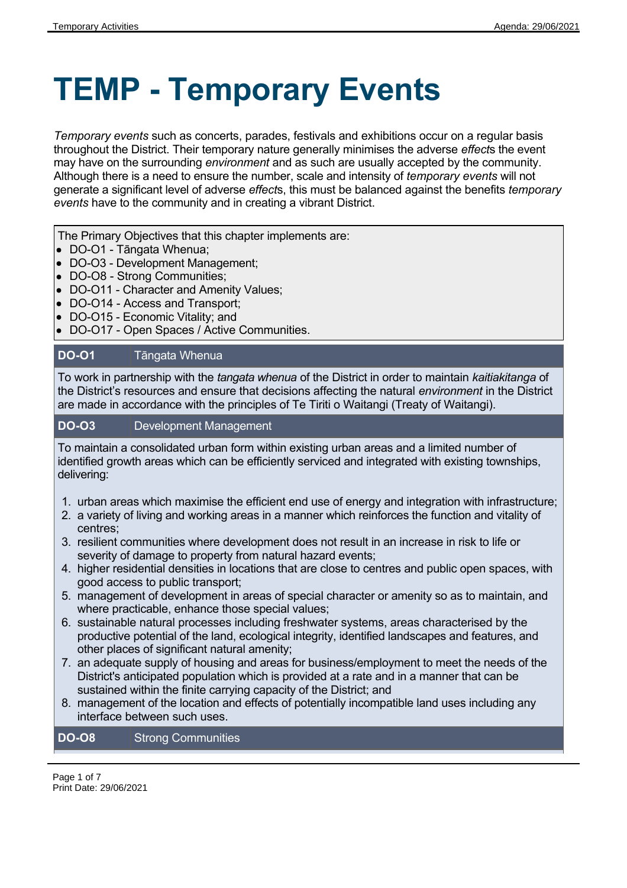# TEMP - Temporary Events

*Temporary events* such as concerts, parades, festivals and exhibitions occur on a regular basis throughout the District. Their temporary nature generally minimises the adverse *effect*s the event may have on the surrounding *environment* and as such are usually accepted by the community. Although there is a need to ensure the number, scale and intensity of *temporary events* will not generate a significant level of adverse *effect*s, this must be balanced against the benefits *temporary events* have to the community and in creating a vibrant District.

The Primary Objectives that this chapter implements are:

- DO-O1 - Tāngata Whenua;
- DO-O3 - Development Management;
- DO-O8 - Strong Communities;
- DO-O11 - Character and Amenity Values;
- DO-O14 - Access and Transport;
- DO-O15 - Economic Vitality; and
- DO-O17 - Open Spaces / Active Communities.

**DO-O1** Tāngata Whenua

To work in partnership with the *tangata whenua* of the District in order to maintain *kaitiakitanga* of the District's resources and ensure that decisions affecting the natural *environment* in the District are made in accordance with the principles of Te Tiriti o Waitangi (Treaty of Waitangi).

**DO-O3** Development Management

To maintain a consolidated urban form within existing urban areas and a limited number of identified growth areas which can be efficiently serviced and integrated with existing townships, delivering:

1. urban areas which maximise the efficient end use of energy and integration with infrastructure;
2. a variety of living and working areas in a manner which reinforces the function and vitality of centres;
3. resilient communities where development does not result in an increase in risk to life or severity of damage to property from natural hazard events;
4. higher residential densities in locations that are close to centres and public open spaces, with good access to public transport;
5. management of development in areas of special character or amenity so as to maintain, and where practicable, enhance those special values;
6. sustainable natural processes including freshwater systems, areas characterised by the productive potential of the land, ecological integrity, identified landscapes and features, and other places of significant natural amenity;
7. an adequate supply of housing and areas for business/employment to meet the needs of the District's anticipated population which is provided at a rate and in a manner that can be sustained within the finite carrying capacity of the District; and
8. management of the location and effects of potentially incompatible land uses including any interface between such uses.

**DO-O8** Strong Communities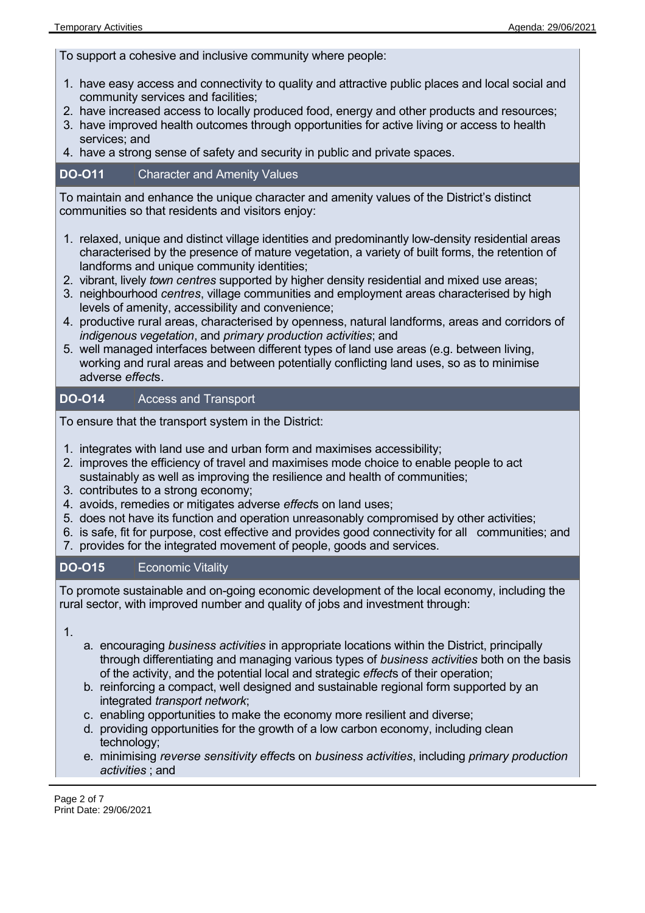To support a cohesive and inclusive community where people:

1. have easy access and connectivity to quality and attractive public places and local social and community services and facilities;
2. have increased access to locally produced food, energy and other products and resources;
3. have improved health outcomes through opportunities for active living or access to health services; and
4. have a strong sense of safety and security in public and private spaces.

## DO-O11 Character and Amenity Values

To maintain and enhance the unique character and amenity values of the District's distinct communities so that residents and visitors enjoy:

1. relaxed, unique and distinct village identities and predominantly low-density residential areas characterised by the presence of mature vegetation, a variety of built forms, the retention of landforms and unique community identities;
2. vibrant, lively *town centres* supported by higher density residential and mixed use areas;
3. neighbourhood *centres*, village communities and employment areas characterised by high levels of amenity, accessibility and convenience;
4. productive rural areas, characterised by openness, natural landforms, areas and corridors of *indigenous vegetation*, and *primary production activities*; and
5. well managed interfaces between different types of land use areas (e.g. between living, working and rural areas and between potentially conflicting land uses, so as to minimise adverse *effect*s.

## DO-O14 Access and Transport

To ensure that the transport system in the District:

1. integrates with land use and urban form and maximises accessibility;
2. improves the efficiency of travel and maximises mode choice to enable people to act sustainably as well as improving the resilience and health of communities;
3. contributes to a strong economy;
4. avoids, remedies or mitigates adverse *effect*s on land uses;
5. does not have its function and operation unreasonably compromised by other activities;
6. is safe, fit for purpose, cost effective and provides good connectivity for all communities; and
7. provides for the integrated movement of people, goods and services.

## DO-O15 Economic Vitality

To promote sustainable and on-going economic development of the local economy, including the rural sector, with improved number and quality of jobs and investment through:

1. 
    a. encouraging *business activities* in appropriate locations within the District, principally through differentiating and managing various types of *business activities* both on the basis of the activity, and the potential local and strategic *effect*s of their operation;
    b. reinforcing a compact, well designed and sustainable regional form supported by an integrated *transport network*;
    c. enabling opportunities to make the economy more resilient and diverse;
    d. providing opportunities for the growth of a low carbon economy, including clean technology;
    e. minimising *reverse sensitivity effect*s on *business activities*, including *primary production activities* ; and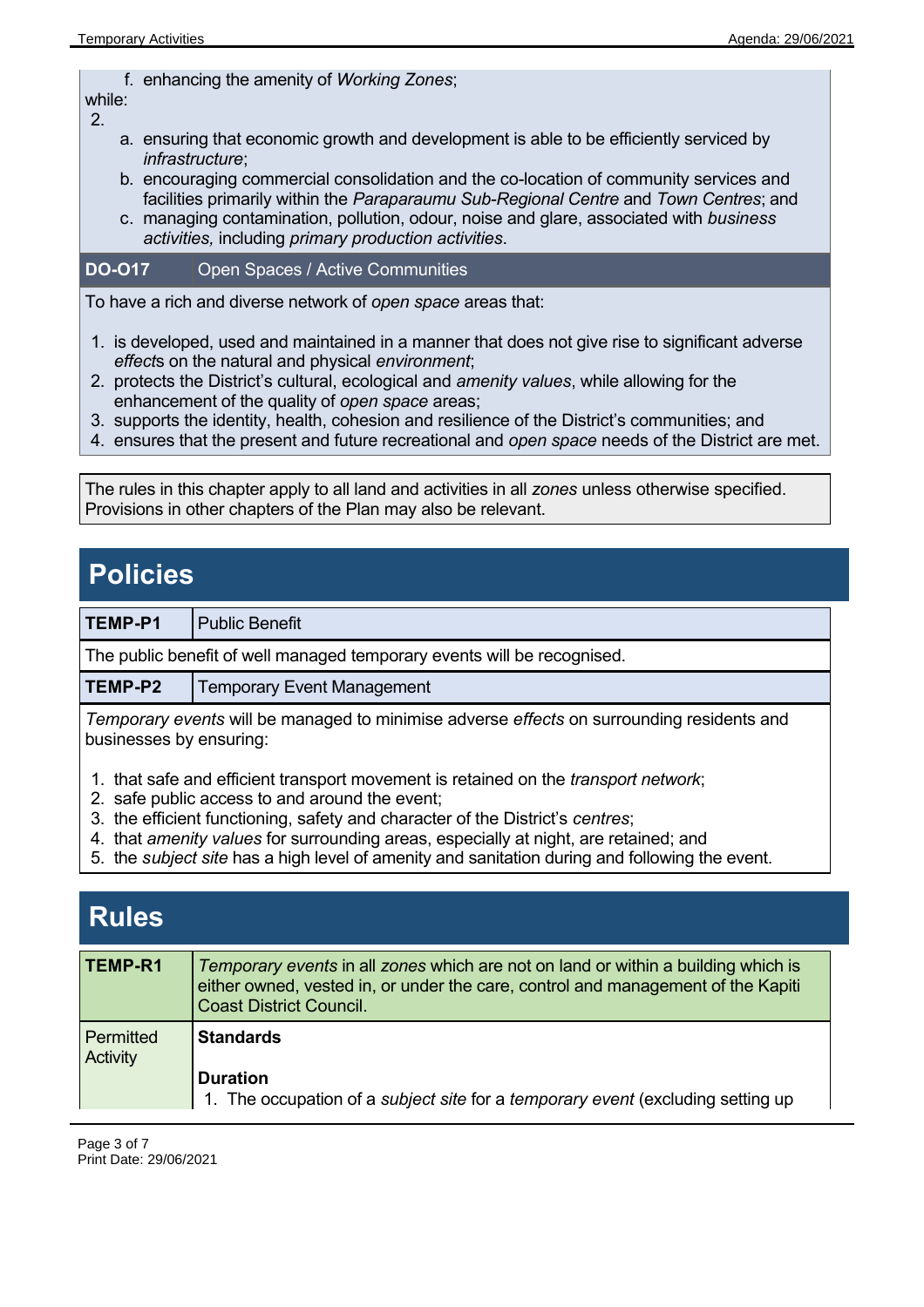f. enhancing the amenity of *Working Zones*;

while:

2.
   a. ensuring that economic growth and development is able to be efficiently serviced by *infrastructure*;
   b. encouraging commercial consolidation and the co-location of community services and facilities primarily within the *Paraparaumu Sub-Regional Centre* and *Town Centres*; and
   c. managing contamination, pollution, odour, noise and glare, associated with *business activities,* including *primary production activities*.

| **DO-O17** | Open Spaces / Active Communities |
|---|---|

To have a rich and diverse network of *open space* areas that:

1. is developed, used and maintained in a manner that does not give rise to significant adverse *effect*s on the natural and physical *environment*;
2. protects the District's cultural, ecological and *amenity values*, while allowing for the enhancement of the quality of *open space* areas;
3. supports the identity, health, cohesion and resilience of the District's communities; and
4. ensures that the present and future recreational and *open space* needs of the District are met.

The rules in this chapter apply to all land and activities in all *zones* unless otherwise specified. Provisions in other chapters of the Plan may also be relevant.

# Policies

| **TEMP-P1** | Public Benefit |
|---|---|

The public benefit of well managed temporary events will be recognised.

| **TEMP-P2** | Temporary Event Management |
|---|---|

*Temporary events* will be managed to minimise adverse *effects* on surrounding residents and businesses by ensuring:

1. that safe and efficient transport movement is retained on the *transport network*;
2. safe public access to and around the event;
3. the efficient functioning, safety and character of the District's *centres*;
4. that *amenity values* for surrounding areas, especially at night, are retained; and
5. the *subject site* has a high level of amenity and sanitation during and following the event.

# Rules

| **TEMP-R1** | *Temporary events* in all *zones* which are not on land or within a building which is either owned, vested in, or under the care, control and management of the Kapiti Coast District Council. |
|---|---|
| Permitted Activity | **Standards**<br><br>**Duration**<br>1. The occupation of a *subject site* for a *temporary event* (excluding setting up |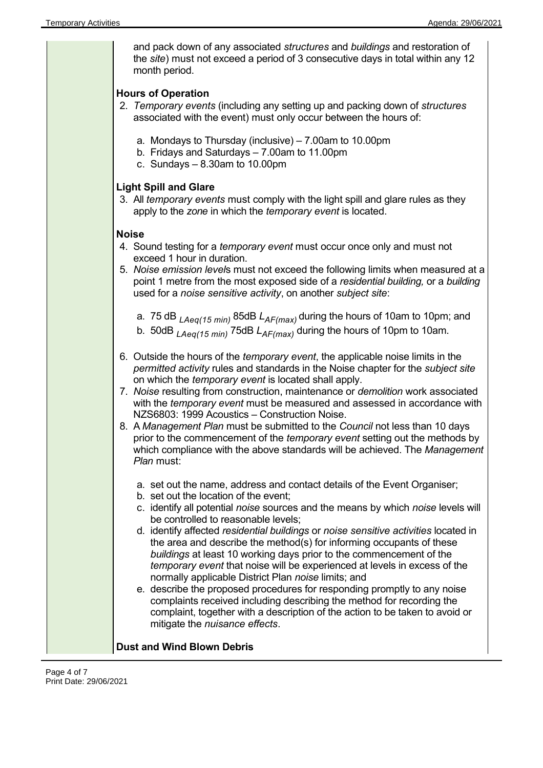and pack down of any associated *structures* and *buildings* and restoration of the *site*) must not exceed a period of 3 consecutive days in total within any 12 month period.

**Hours of Operation**

2. *Temporary events* (including any setting up and packing down of *structures* associated with the event) must only occur between the hours of:

   a. Mondays to Thursday (inclusive) – 7.00am to 10.00pm
   b. Fridays and Saturdays – 7.00am to 11.00pm
   c. Sundays – 8.30am to 10.00pm

**Light Spill and Glare**

3. All *temporary events* must comply with the light spill and glare rules as they apply to the *zone* in which the *temporary event* is located.

**Noise**

4. Sound testing for a *temporary event* must occur once only and must not exceed 1 hour in duration.
5. *Noise emission level*s must not exceed the following limits when measured at a point 1 metre from the most exposed side of a *residential building,* or a *building* used for a *noise sensitive activity*, on another *subject site*:

   a. 75 dB $_{LAeq(15\ min)}$ 85dB $L_{AF(max)}$ during the hours of 10am to 10pm; and
   b. 50dB $_{LAeq(15\ min)}$ 75dB $L_{AF(max)}$ during the hours of 10pm to 10am.

6. Outside the hours of the *temporary event*, the applicable noise limits in the *permitted activity* rules and standards in the Noise chapter for the *subject site* on which the *temporary event* is located shall apply.
7. *Noise* resulting from construction, maintenance or *demolition* work associated with the *temporary event* must be measured and assessed in accordance with NZS6803: 1999 Acoustics – Construction Noise.
8. A *Management Plan* must be submitted to the *Council* not less than 10 days prior to the commencement of the *temporary event* setting out the methods by which compliance with the above standards will be achieved. The *Management Plan* must:

   a. set out the name, address and contact details of the Event Organiser;
   b. set out the location of the event;
   c. identify all potential *noise* sources and the means by which *noise* levels will be controlled to reasonable levels;
   d. identify affected *residential buildings* or *noise sensitive activities* located in the area and describe the method(s) for informing occupants of these *buildings* at least 10 working days prior to the commencement of the *temporary event* that noise will be experienced at levels in excess of the normally applicable District Plan *noise* limits; and
   e. describe the proposed procedures for responding promptly to any noise complaints received including describing the method for recording the complaint, together with a description of the action to be taken to avoid or mitigate the *nuisance effects*.

**Dust and Wind Blown Debris**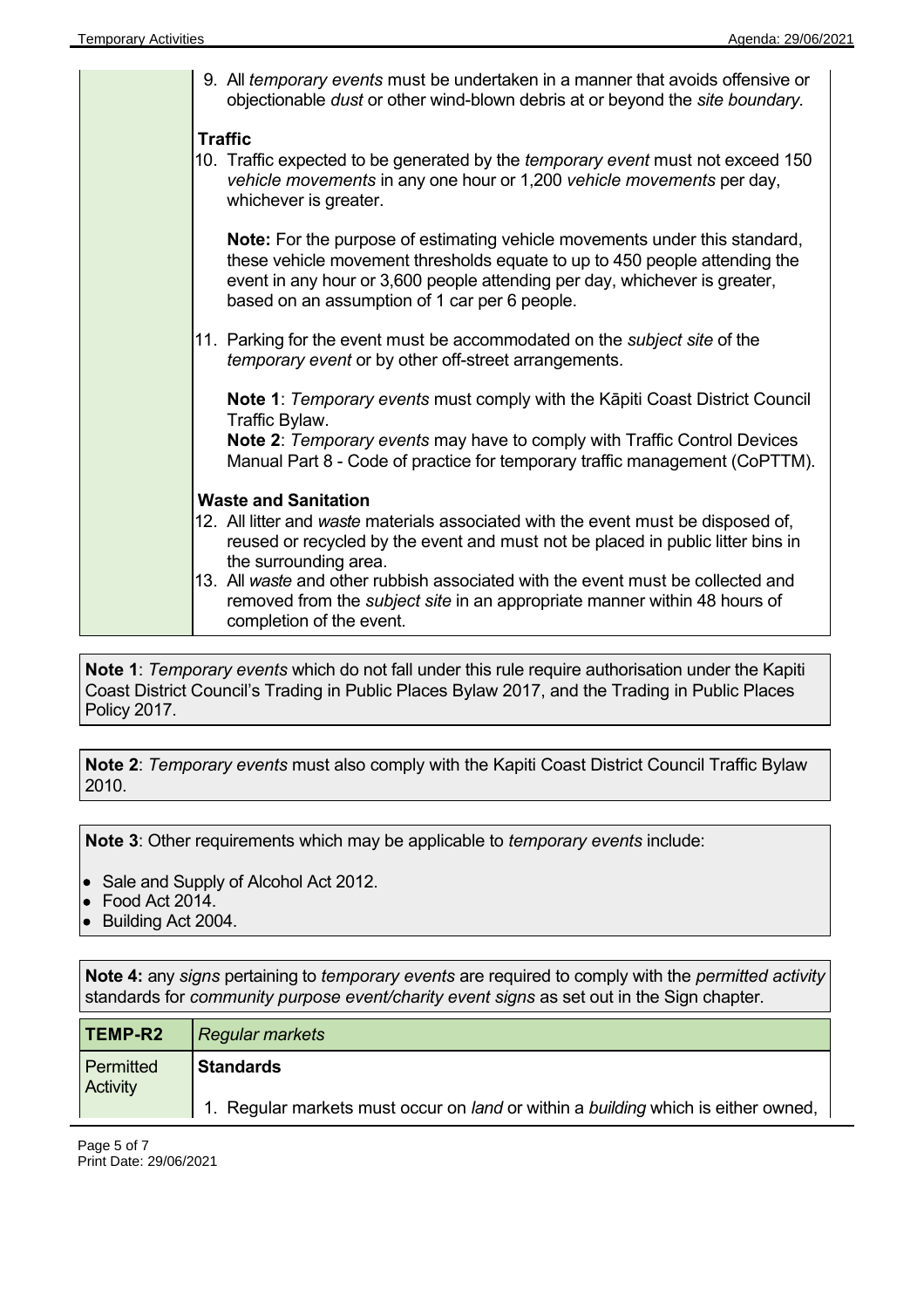| | |
|---|---|
| | 9. All *temporary events* must be undertaken in a manner that avoids offensive or objectionable *dust* or other wind-blown debris at or beyond the *site boundary.*<br><br>**Traffic**<br>10. Traffic expected to be generated by the *temporary event* must not exceed 150 *vehicle movements* in any one hour or 1,200 *vehicle movements* per day, whichever is greater.<br><br>**Note:** For the purpose of estimating vehicle movements under this standard, these vehicle movement thresholds equate to up to 450 people attending the event in any hour or 3,600 people attending per day, whichever is greater, based on an assumption of 1 car per 6 people.<br><br>11. Parking for the event must be accommodated on the *subject site* of the *temporary event* or by other off-street arrangements.<br><br>**Note 1**: *Temporary events* must comply with the Kāpiti Coast District Council Traffic Bylaw.<br>**Note 2**: *Temporary events* may have to comply with Traffic Control Devices Manual Part 8 - Code of practice for temporary traffic management (CoPTTM).<br><br>**Waste and Sanitation**<br>12. All litter and *waste* materials associated with the event must be disposed of, reused or recycled by the event and must not be placed in public litter bins in the surrounding area.<br>13. All *waste* and other rubbish associated with the event must be collected and removed from the *subject site* in an appropriate manner within 48 hours of completion of the event. |

**Note 1**: *Temporary events* which do not fall under this rule require authorisation under the Kapiti Coast District Council's Trading in Public Places Bylaw 2017, and the Trading in Public Places Policy 2017.

**Note 2**: *Temporary events* must also comply with the Kapiti Coast District Council Traffic Bylaw 2010.

**Note 3**: Other requirements which may be applicable to *temporary events* include:

- Sale and Supply of Alcohol Act 2012.
- Food Act 2014.
- Building Act 2004.

**Note 4:** any *signs* pertaining to *temporary events* are required to comply with the *permitted activity* standards for *community purpose event/charity event signs* as set out in the Sign chapter.

| **TEMP-R2** | *Regular markets* |
|---|---|
| Permitted Activity | **Standards**<br><br>1. Regular markets must occur on *land* or within a *building* which is either owned, |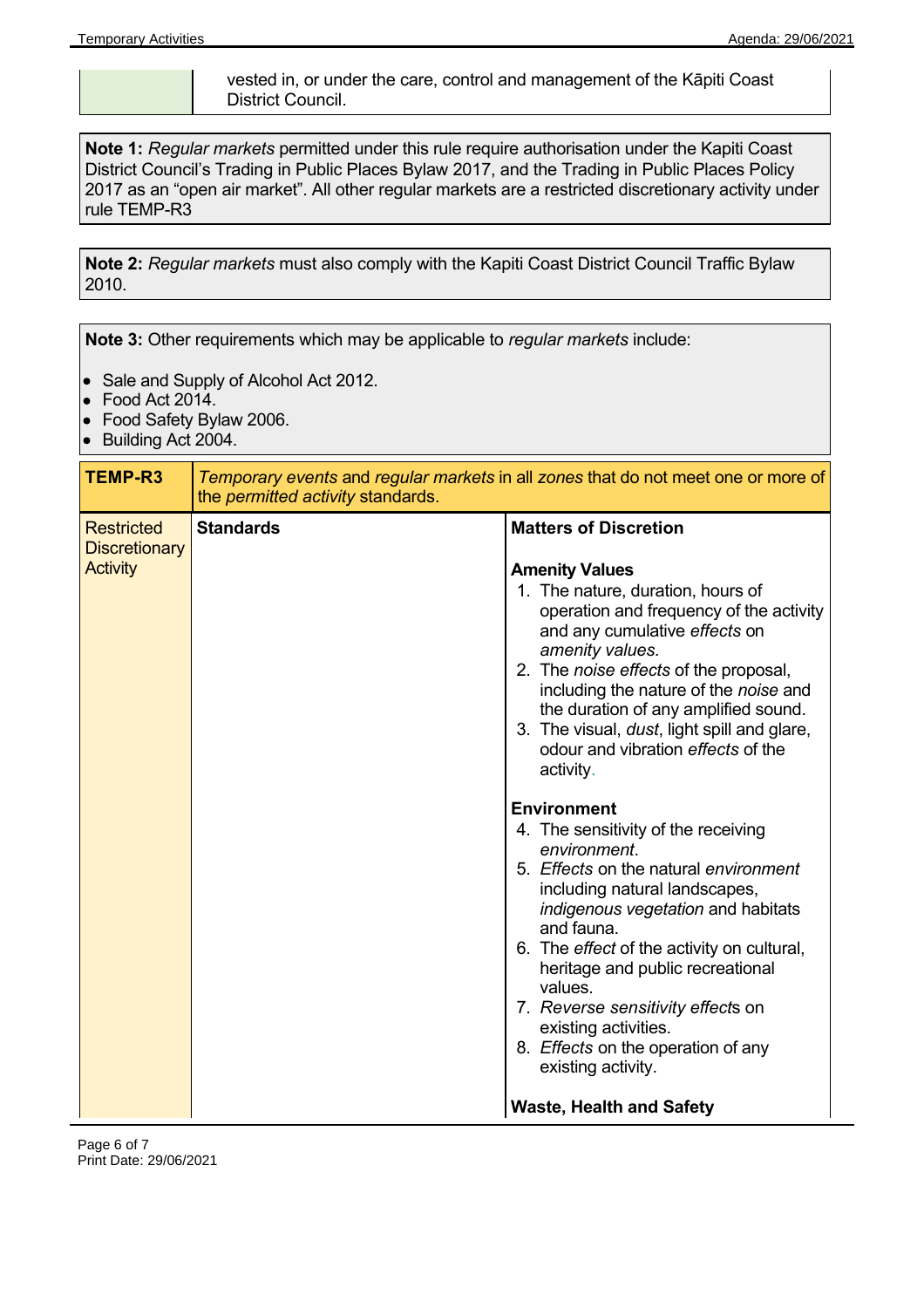| | vested in, or under the care, control and management of the Kāpiti Coast District Council. |
|---|---|

**Note 1:** *Regular markets* permitted under this rule require authorisation under the Kapiti Coast District Council's Trading in Public Places Bylaw 2017, and the Trading in Public Places Policy 2017 as an "open air market". All other regular markets are a restricted discretionary activity under rule TEMP-R3

**Note 2:** *Regular markets* must also comply with the Kapiti Coast District Council Traffic Bylaw 2010.

**Note 3:** Other requirements which may be applicable to *regular markets* include:

- Sale and Supply of Alcohol Act 2012.
- Food Act 2014.
- Food Safety Bylaw 2006.
- Building Act 2004.

| **TEMP-R3** | *Temporary events* and *regular markets* in all *zones* that do not meet one or more of the *permitted activity* standards. | |
|---|---|---|
| Restricted Discretionary Activity | **Standards** | **Matters of Discretion**<br><br>**Amenity Values**<br>1. The nature, duration, hours of operation and frequency of the activity and any cumulative *effects* on *amenity values*.<br>2. The *noise effects* of the proposal, including the nature of the *noise* and the duration of any amplified sound.<br>3. The visual, *dust*, light spill and glare, odour and vibration *effects* of the activity.<br><br>**Environment**<br>4. The sensitivity of the receiving *environment*.<br>5. *Effects* on the natural *environment* including natural landscapes, *indigenous vegetation* and habitats and fauna.<br>6. The *effect* of the activity on cultural, heritage and public recreational values.<br>7. *Reverse sensitivity effects* on existing activities.<br>8. *Effects* on the operation of any existing activity.<br><br>**Waste, Health and Safety** |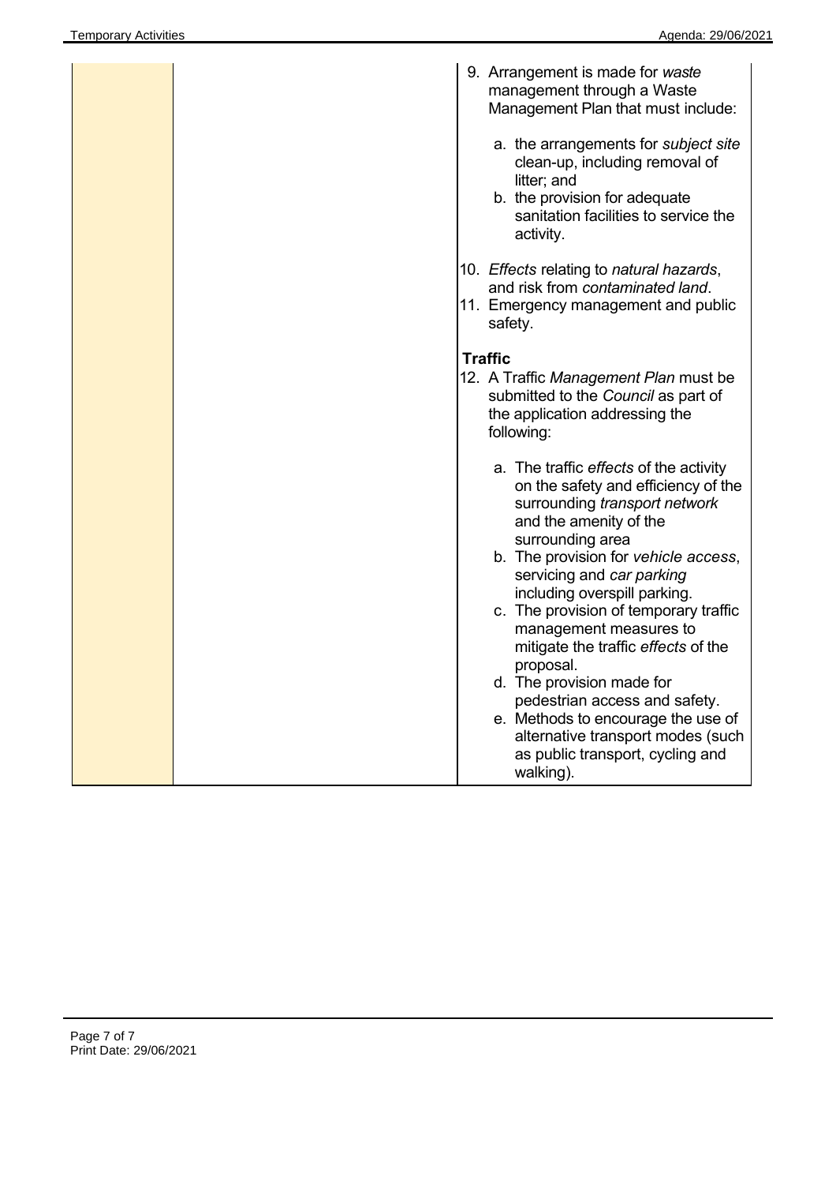| | | |
|---|---|---|
| | | 9. Arrangement is made for *waste* management through a Waste Management Plan that must include:<br><br>a. the arrangements for *subject site* clean-up, including removal of litter; and<br>b. the provision for adequate sanitation facilities to service the activity.<br><br>10. *Effects* relating to *natural hazards*, and risk from *contaminated land*.<br>11. Emergency management and public safety.<br><br>**Traffic**<br>12. A Traffic *Management Plan* must be submitted to the *Council* as part of the application addressing the following:<br><br>a. The traffic *effects* of the activity on the safety and efficiency of the surrounding *transport network* and the amenity of the surrounding area<br>b. The provision for *vehicle access*, servicing and *car parking* including overspill parking.<br>c. The provision of temporary traffic management measures to mitigate the traffic *effects* of the proposal.<br>d. The provision made for pedestrian access and safety.<br>e. Methods to encourage the use of alternative transport modes (such as public transport, cycling and walking). |